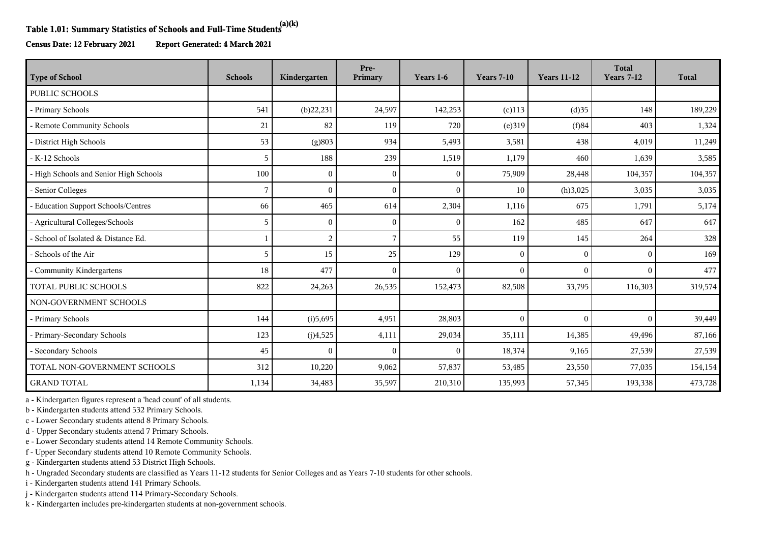## Table 1.01: Summary Statistics of Schools and Full-Time Students[(a)(k)]

**Census Date: 12 February 2021** **Report Generated: 4 March 2021**

| Type of School | Schools | Kindergarten | Pre-Primary | Years 1-6 | Years 7-10 | Years 11-12 | Total Years 7-12 | Total |
|---|---|---|---|---|---|---|---|---|
| PUBLIC SCHOOLS | | | | | | | | |
| - Primary Schools | 541 | (b)22,231 | 24,597 | 142,253 | (c)113 | (d)35 | 148 | 189,229 |
| - Remote Community Schools | 21 | 82 | 119 | 720 | (e)319 | (f)84 | 403 | 1,324 |
| - District High Schools | 53 | (g)803 | 934 | 5,493 | 3,581 | 438 | 4,019 | 11,249 |
| - K-12 Schools | 5 | 188 | 239 | 1,519 | 1,179 | 460 | 1,639 | 3,585 |
| - High Schools and Senior High Schools | 100 | 0 | 0 | 0 | 75,909 | 28,448 | 104,357 | 104,357 |
| - Senior Colleges | 7 | 0 | 0 | 0 | 10 | (h)3,025 | 3,035 | 3,035 |
| - Education Support Schools/Centres | 66 | 465 | 614 | 2,304 | 1,116 | 675 | 1,791 | 5,174 |
| - Agricultural Colleges/Schools | 5 | 0 | 0 | 0 | 162 | 485 | 647 | 647 |
| - School of Isolated & Distance Ed. | 1 | 2 | 7 | 55 | 119 | 145 | 264 | 328 |
| - Schools of the Air | 5 | 15 | 25 | 129 | 0 | 0 | 0 | 169 |
| - Community Kindergartens | 18 | 477 | 0 | 0 | 0 | 0 | 0 | 477 |
| TOTAL PUBLIC SCHOOLS | 822 | 24,263 | 26,535 | 152,473 | 82,508 | 33,795 | 116,303 | 319,574 |
| NON-GOVERNMENT SCHOOLS | | | | | | | | |
| - Primary Schools | 144 | (i)5,695 | 4,951 | 28,803 | 0 | 0 | 0 | 39,449 |
| - Primary-Secondary Schools | 123 | (j)4,525 | 4,111 | 29,034 | 35,111 | 14,385 | 49,496 | 87,166 |
| - Secondary Schools | 45 | 0 | 0 | 0 | 18,374 | 9,165 | 27,539 | 27,539 |
| TOTAL NON-GOVERNMENT SCHOOLS | 312 | 10,220 | 9,062 | 57,837 | 53,485 | 23,550 | 77,035 | 154,154 |
| GRAND TOTAL | 1,134 | 34,483 | 35,597 | 210,310 | 135,993 | 57,345 | 193,338 | 473,728 |

a - Kindergarten figures represent a 'head count' of all students.
b - Kindergarten students attend 532 Primary Schools.
c - Lower Secondary students attend 8 Primary Schools.
d - Upper Secondary students attend 7 Primary Schools.
e - Lower Secondary students attend 14 Remote Community Schools.
f - Upper Secondary students attend 10 Remote Community Schools.
g - Kindergarten students attend 53 District High Schools.
h - Ungraded Secondary students are classified as Years 11-12 students for Senior Colleges and as Years 7-10 students for other schools.
i - Kindergarten students attend 141 Primary Schools.
j - Kindergarten students attend 114 Primary-Secondary Schools.
k - Kindergarten includes pre-kindergarten students at non-government schools.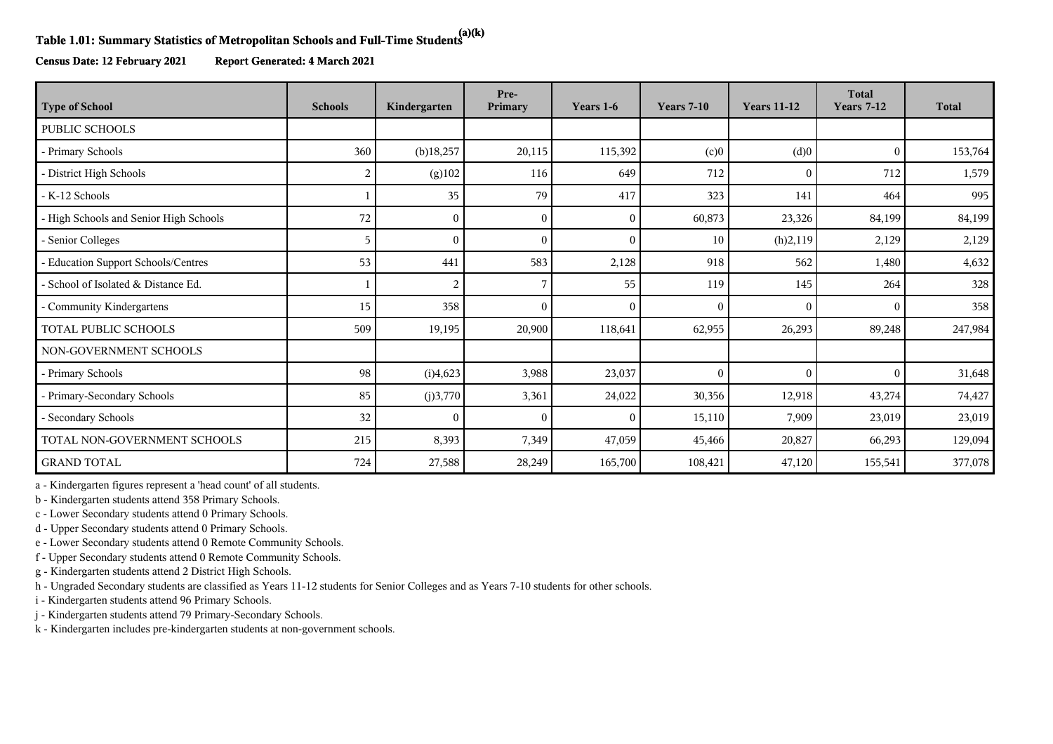## Table 1.01: Summary Statistics of Metropolitan Schools and Full-Time Students[(a)(k)]

**Census Date: 12 February 2021** **Report Generated: 4 March 2021**

| Type of School | Schools | Kindergarten | Pre-Primary | Years 1-6 | Years 7-10 | Years 11-12 | Total Years 7-12 | Total |
|---|---|---|---|---|---|---|---|---|
| PUBLIC SCHOOLS | | | | | | | | |
| - Primary Schools | 360 | (b)18,257 | 20,115 | 115,392 | (c)0 | (d)0 | 0 | 153,764 |
| - District High Schools | 2 | (g)102 | 116 | 649 | 712 | 0 | 712 | 1,579 |
| - K-12 Schools | 1 | 35 | 79 | 417 | 323 | 141 | 464 | 995 |
| - High Schools and Senior High Schools | 72 | 0 | 0 | 0 | 60,873 | 23,326 | 84,199 | 84,199 |
| - Senior Colleges | 5 | 0 | 0 | 0 | 10 | (h)2,119 | 2,129 | 2,129 |
| - Education Support Schools/Centres | 53 | 441 | 583 | 2,128 | 918 | 562 | 1,480 | 4,632 |
| - School of Isolated & Distance Ed. | 1 | 2 | 7 | 55 | 119 | 145 | 264 | 328 |
| - Community Kindergartens | 15 | 358 | 0 | 0 | 0 | 0 | 0 | 358 |
| TOTAL PUBLIC SCHOOLS | 509 | 19,195 | 20,900 | 118,641 | 62,955 | 26,293 | 89,248 | 247,984 |
| NON-GOVERNMENT SCHOOLS | | | | | | | | |
| - Primary Schools | 98 | (i)4,623 | 3,988 | 23,037 | 0 | 0 | 0 | 31,648 |
| - Primary-Secondary Schools | 85 | (j)3,770 | 3,361 | 24,022 | 30,356 | 12,918 | 43,274 | 74,427 |
| - Secondary Schools | 32 | 0 | 0 | 0 | 15,110 | 7,909 | 23,019 | 23,019 |
| TOTAL NON-GOVERNMENT SCHOOLS | 215 | 8,393 | 7,349 | 47,059 | 45,466 | 20,827 | 66,293 | 129,094 |
| GRAND TOTAL | 724 | 27,588 | 28,249 | 165,700 | 108,421 | 47,120 | 155,541 | 377,078 |

a - Kindergarten figures represent a 'head count' of all students.
b - Kindergarten students attend 358 Primary Schools.
c - Lower Secondary students attend 0 Primary Schools.
d - Upper Secondary students attend 0 Primary Schools.
e - Lower Secondary students attend 0 Remote Community Schools.
f - Upper Secondary students attend 0 Remote Community Schools.
g - Kindergarten students attend 2 District High Schools.
h - Ungraded Secondary students are classified as Years 11-12 students for Senior Colleges and as Years 7-10 students for other schools.
i - Kindergarten students attend 96 Primary Schools.
j - Kindergarten students attend 79 Primary-Secondary Schools.
k - Kindergarten includes pre-kindergarten students at non-government schools.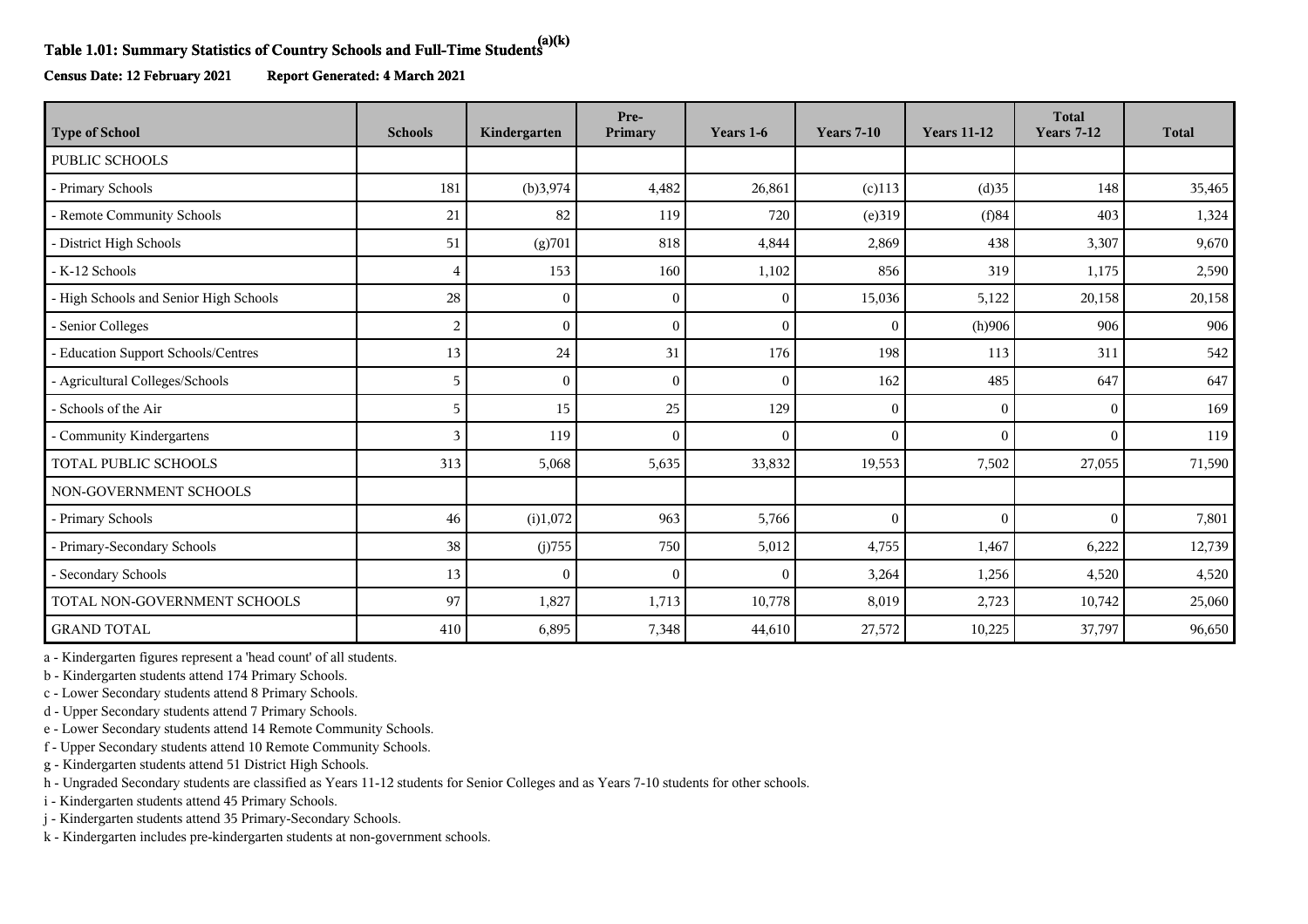**Table 1.01: Summary Statistics of Country Schools and Full-Time Students[(a)(k)]**

**Census Date: 12 February 2021** **Report Generated: 4 March 2021**

| Type of School | Schools | Kindergarten | Pre-Primary | Years 1-6 | Years 7-10 | Years 11-12 | Total Years 7-12 | Total |
|---|---|---|---|---|---|---|---|---|
| PUBLIC SCHOOLS | | | | | | | | |
| - Primary Schools | 181 | (b)3,974 | 4,482 | 26,861 | (c)113 | (d)35 | 148 | 35,465 |
| - Remote Community Schools | 21 | 82 | 119 | 720 | (e)319 | (f)84 | 403 | 1,324 |
| - District High Schools | 51 | (g)701 | 818 | 4,844 | 2,869 | 438 | 3,307 | 9,670 |
| - K-12 Schools | 4 | 153 | 160 | 1,102 | 856 | 319 | 1,175 | 2,590 |
| - High Schools and Senior High Schools | 28 | 0 | 0 | 0 | 15,036 | 5,122 | 20,158 | 20,158 |
| - Senior Colleges | 2 | 0 | 0 | 0 | 0 | (h)906 | 906 | 906 |
| - Education Support Schools/Centres | 13 | 24 | 31 | 176 | 198 | 113 | 311 | 542 |
| - Agricultural Colleges/Schools | 5 | 0 | 0 | 0 | 162 | 485 | 647 | 647 |
| - Schools of the Air | 5 | 15 | 25 | 129 | 0 | 0 | 0 | 169 |
| - Community Kindergartens | 3 | 119 | 0 | 0 | 0 | 0 | 0 | 119 |
| TOTAL PUBLIC SCHOOLS | 313 | 5,068 | 5,635 | 33,832 | 19,553 | 7,502 | 27,055 | 71,590 |
| NON-GOVERNMENT SCHOOLS | | | | | | | | |
| - Primary Schools | 46 | (i)1,072 | 963 | 5,766 | 0 | 0 | 0 | 7,801 |
| - Primary-Secondary Schools | 38 | (j)755 | 750 | 5,012 | 4,755 | 1,467 | 6,222 | 12,739 |
| - Secondary Schools | 13 | 0 | 0 | 0 | 3,264 | 1,256 | 4,520 | 4,520 |
| TOTAL NON-GOVERNMENT SCHOOLS | 97 | 1,827 | 1,713 | 10,778 | 8,019 | 2,723 | 10,742 | 25,060 |
| GRAND TOTAL | 410 | 6,895 | 7,348 | 44,610 | 27,572 | 10,225 | 37,797 | 96,650 |

a - Kindergarten figures represent a 'head count' of all students.
b - Kindergarten students attend 174 Primary Schools.
c - Lower Secondary students attend 8 Primary Schools.
d - Upper Secondary students attend 7 Primary Schools.
e - Lower Secondary students attend 14 Remote Community Schools.
f - Upper Secondary students attend 10 Remote Community Schools.
g - Kindergarten students attend 51 District High Schools.
h - Ungraded Secondary students are classified as Years 11-12 students for Senior Colleges and as Years 7-10 students for other schools.
i - Kindergarten students attend 45 Primary Schools.
j - Kindergarten students attend 35 Primary-Secondary Schools.
k - Kindergarten includes pre-kindergarten students at non-government schools.